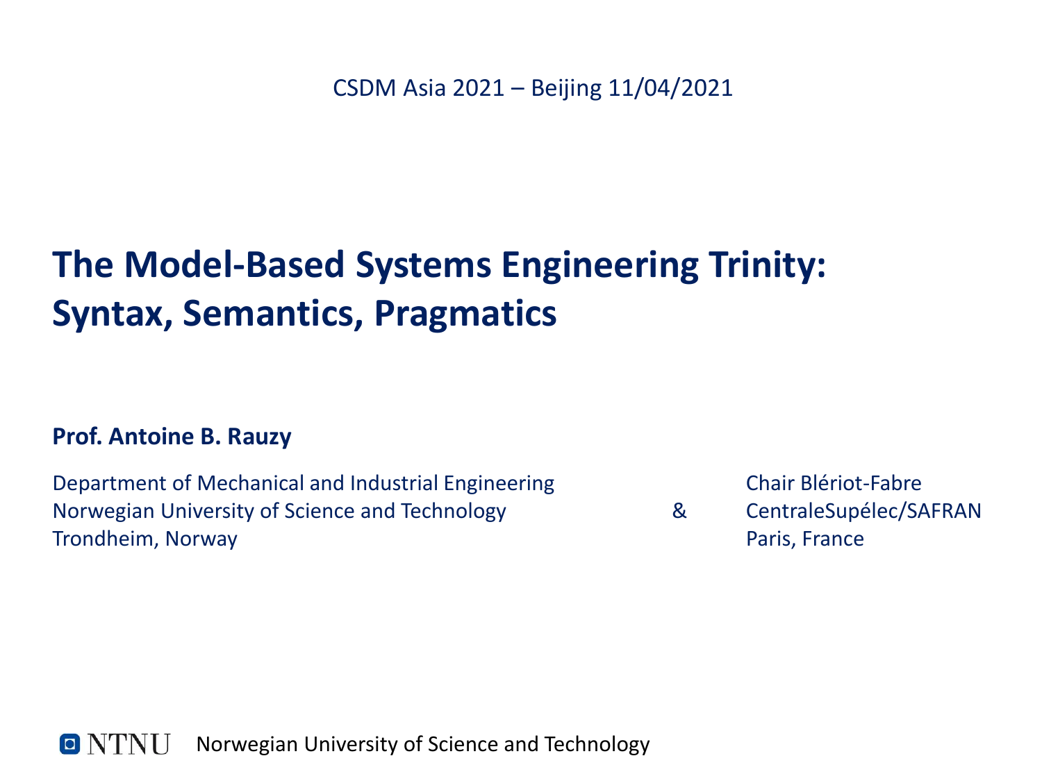CSDM Asia 2021 – Beijing 11/04/2021

# The Model-Based Systems Engineering Trinity: Syntax, Semantics, Pragmatics

**Prof. Antoine B. Rauzy**

Department of Mechanical and Industrial Engineering
Norwegian University of Science and Technology
Trondheim, Norway

&

Chair Blériot-Fabre
CentraleSupélec/SAFRAN
Paris, France

NTNU Norwegian University of Science and Technology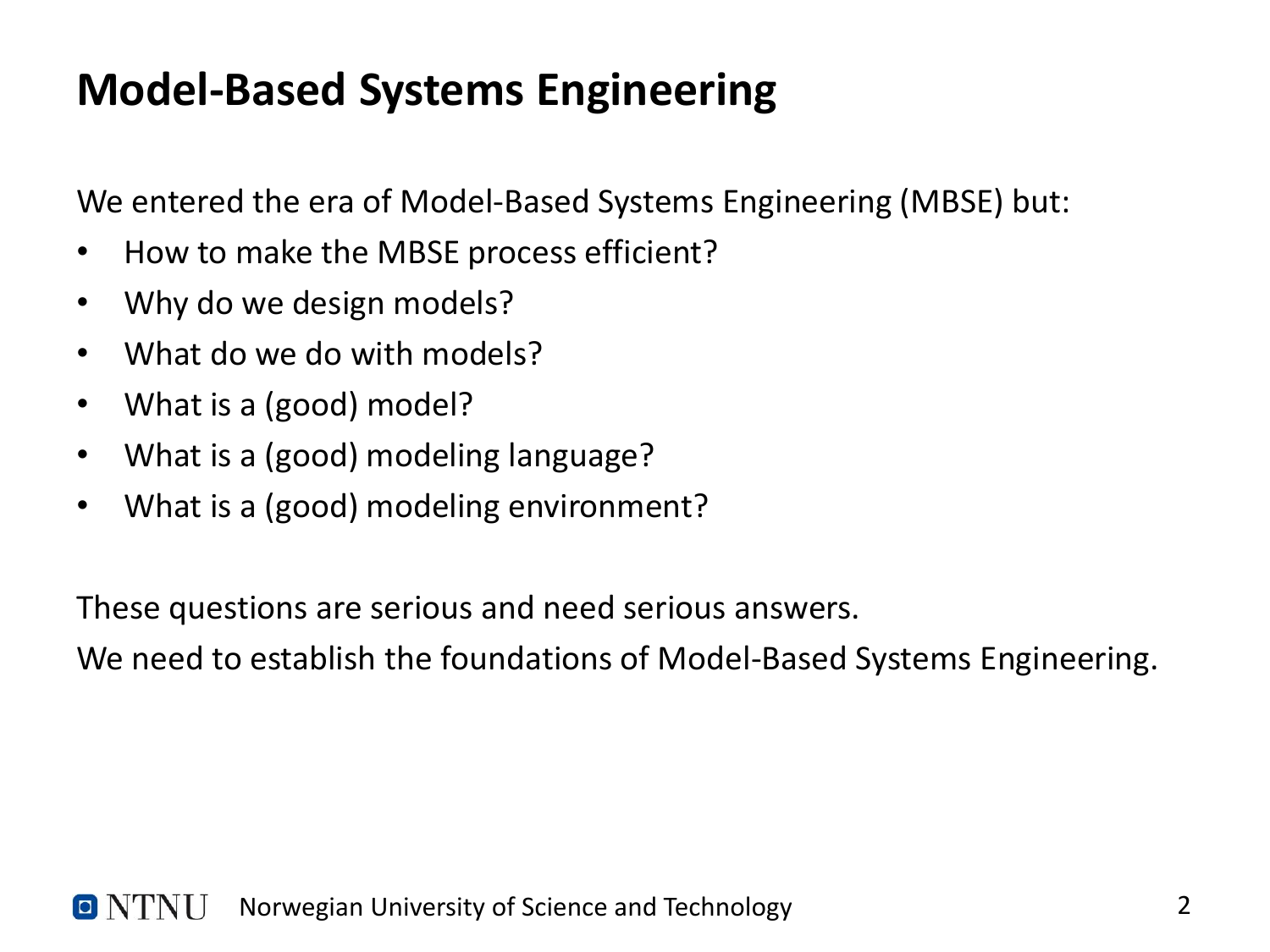# Model-Based Systems Engineering

We entered the era of Model-Based Systems Engineering (MBSE) but:

- How to make the MBSE process efficient?
- Why do we design models?
- What do we do with models?
- What is a (good) model?
- What is a (good) modeling language?
- What is a (good) modeling environment?

These questions are serious and need serious answers.

We need to establish the foundations of Model-Based Systems Engineering.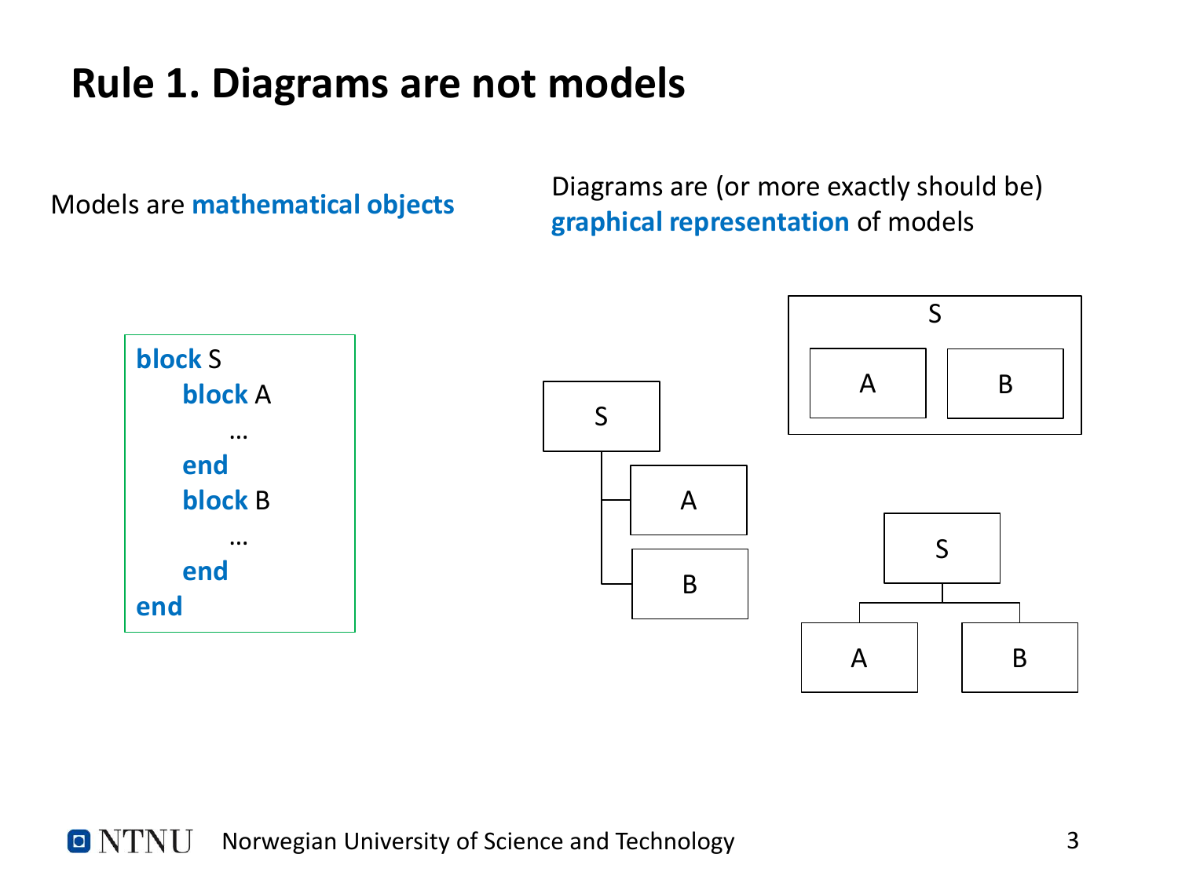# Rule 1. Diagrams are not models

Models are **mathematical objects**

Diagrams are (or more exactly should be) **graphical representation** of models

```
block S
    block A
        …
    end
    block B
        …
    end
end
```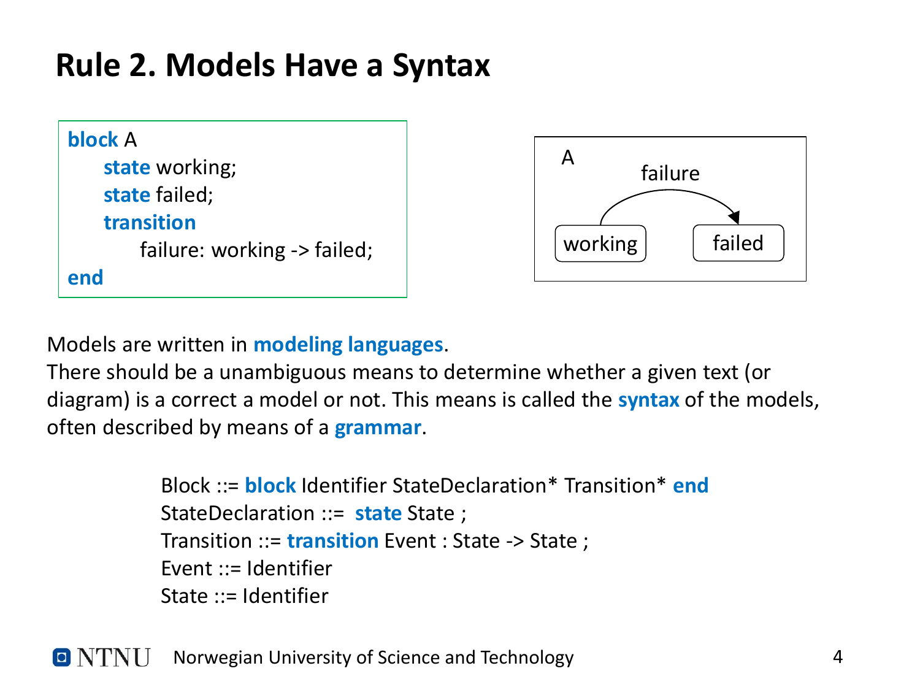# Rule 2. Models Have a Syntax

```
block A
    state working;
    state failed;
    transition
        failure: working -> failed;
end
```

Models are written in **modeling languages**.
There should be a unambiguous means to determine whether a given text (or diagram) is a correct a model or not. This means is called the **syntax** of the models, often described by means of a **grammar**.

```
Block ::= block Identifier StateDeclaration* Transition* end
StateDeclaration ::= state State ;
Transition ::= transition Event : State -> State ;
Event ::= Identifier
State ::= Identifier
```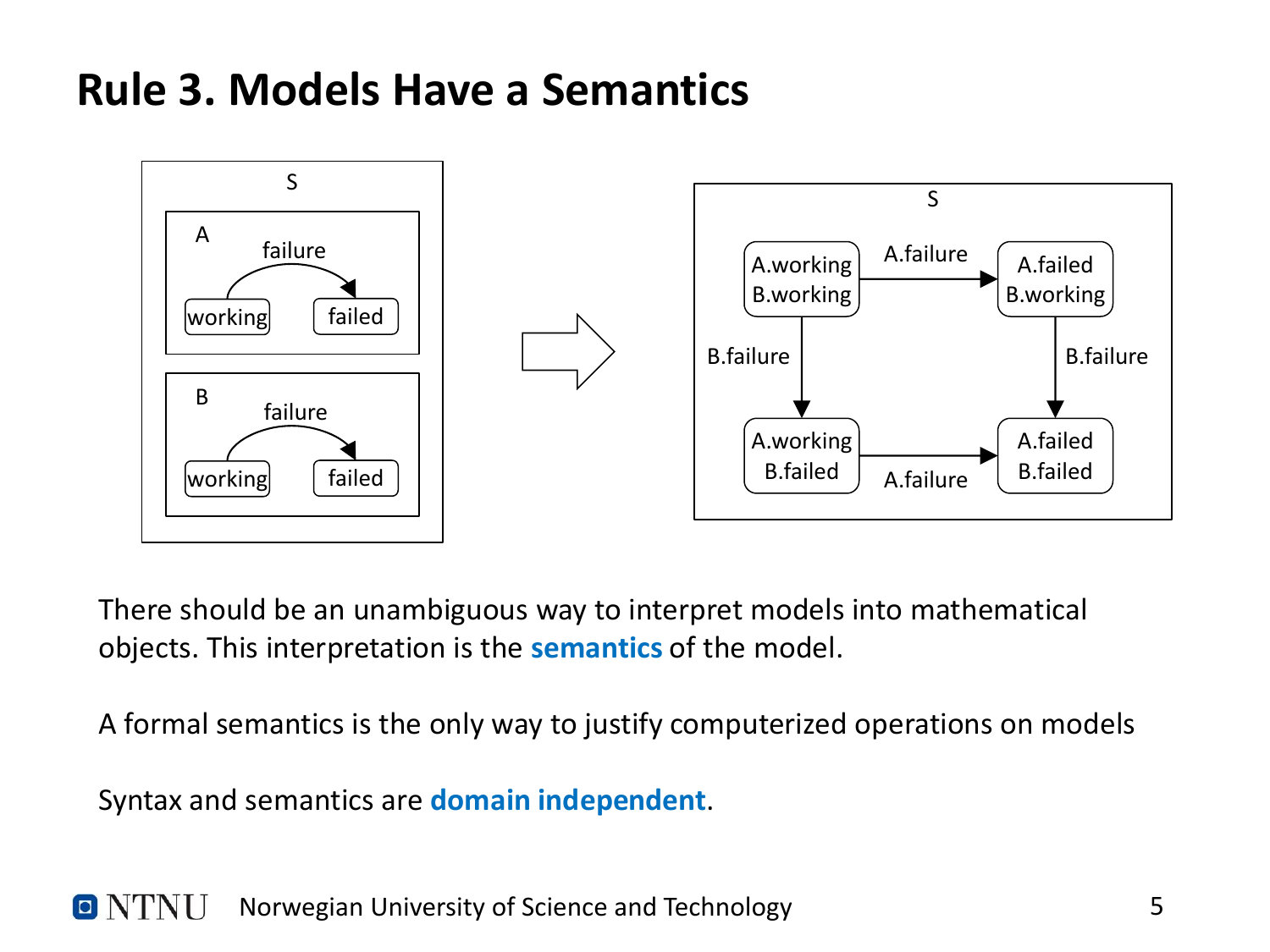# Rule 3. Models Have a Semantics

There should be an unambiguous way to interpret models into mathematical objects. This interpretation is the **semantics** of the model.

A formal semantics is the only way to justify computerized operations on models

Syntax and semantics are **domain independent**.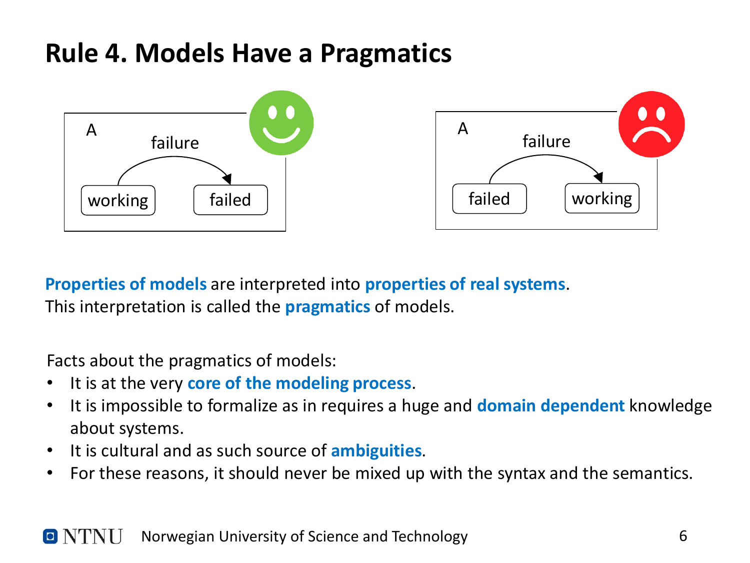# Rule 4. Models Have a Pragmatics

**Properties of models** are interpreted into **properties of real systems**.
This interpretation is called the **pragmatics** of models.

Facts about the pragmatics of models:

- It is at the very **core of the modeling process**.
- It is impossible to formalize as in requires a huge and **domain dependent** knowledge about systems.
- It is cultural and as such source of **ambiguities**.
- For these reasons, it should never be mixed up with the syntax and the semantics.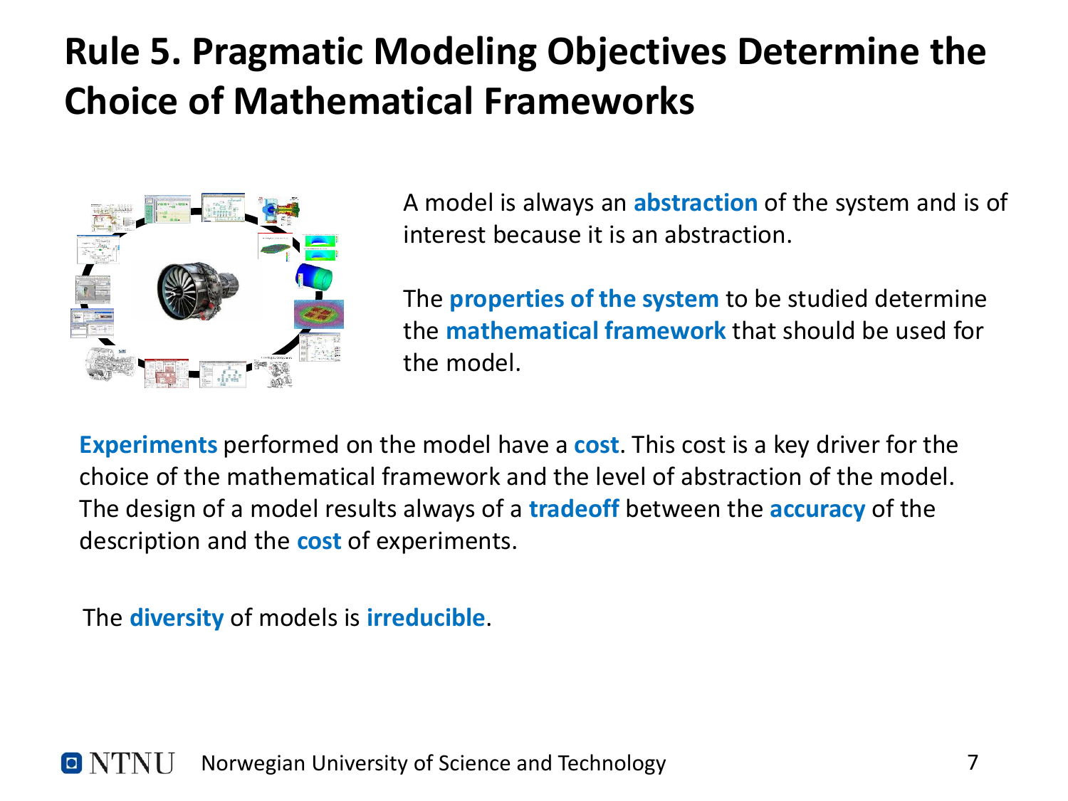# Rule 5. Pragmatic Modeling Objectives Determine the Choice of Mathematical Frameworks

A model is always an **abstraction** of the system and is of interest because it is an abstraction.

The **properties of the system** to be studied determine the **mathematical framework** that should be used for the model.

**Experiments** performed on the model have a **cost**. This cost is a key driver for the choice of the mathematical framework and the level of abstraction of the model. The design of a model results always of a **tradeoff** between the **accuracy** of the description and the **cost** of experiments.

The **diversity** of models is **irreducible**.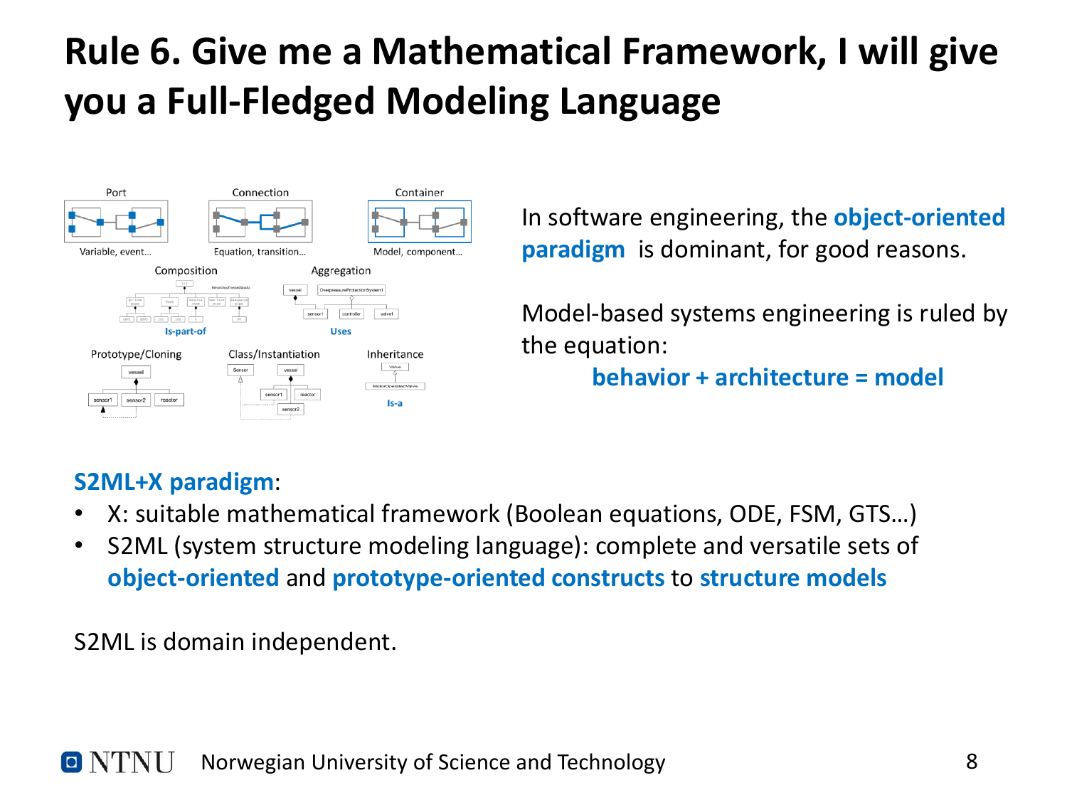# Rule 6. Give me a Mathematical Framework, I will give you a Full-Fledged Modeling Language

Port — Variable, event…

Connection — Equation, transition…

Container — Model, component…

Composition — Is-part-of

Aggregation — Uses

Prototype/Cloning

Class/Instantiation

Inheritance — Is-a

In software engineering, the **object-oriented paradigm** is dominant, for good reasons.

Model-based systems engineering is ruled by the equation:

**behavior + architecture = model**

**S2ML+X paradigm**:

- X: suitable mathematical framework (Boolean equations, ODE, FSM, GTS…)
- S2ML (system structure modeling language): complete and versatile sets of **object-oriented** and **prototype-oriented constructs** to **structure models**

S2ML is domain independent.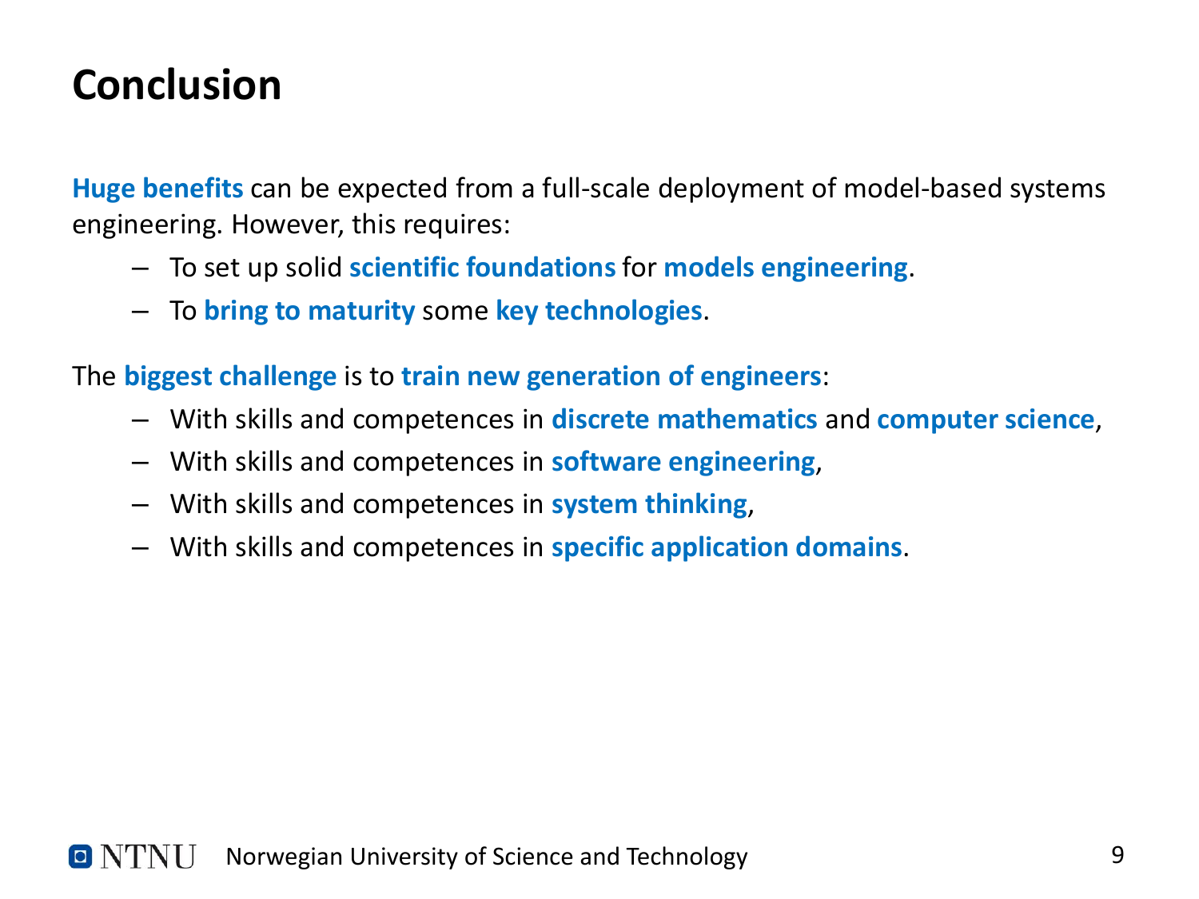# Conclusion

**Huge benefits** can be expected from a full-scale deployment of model-based systems engineering. However, this requires:

- To set up solid **scientific foundations** for **models engineering**.
- To **bring to maturity** some **key technologies**.

The **biggest challenge** is to **train new generation of engineers**:

- With skills and competences in **discrete mathematics** and **computer science**,
- With skills and competences in **software engineering**,
- With skills and competences in **system thinking**,
- With skills and competences in **specific application domains**.